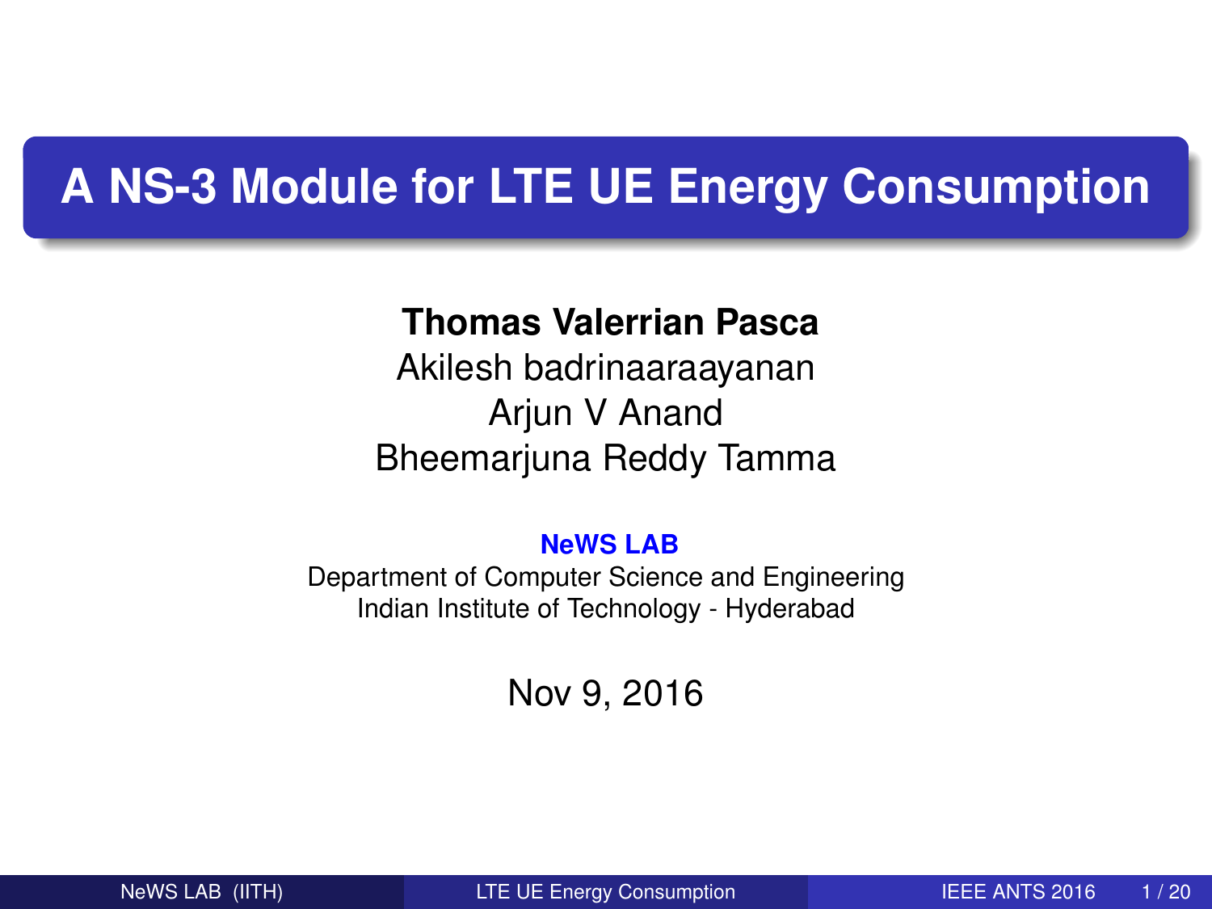# A NS-3 Module for LTE UE Energy Consumption

**Thomas Valerrian Pasca**
Akilesh badrinaaraayanan
Arjun V Anand
Bheemarjuna Reddy Tamma

**NeWS LAB**
Department of Computer Science and Engineering
Indian Institute of Technology - Hyderabad

Nov 9, 2016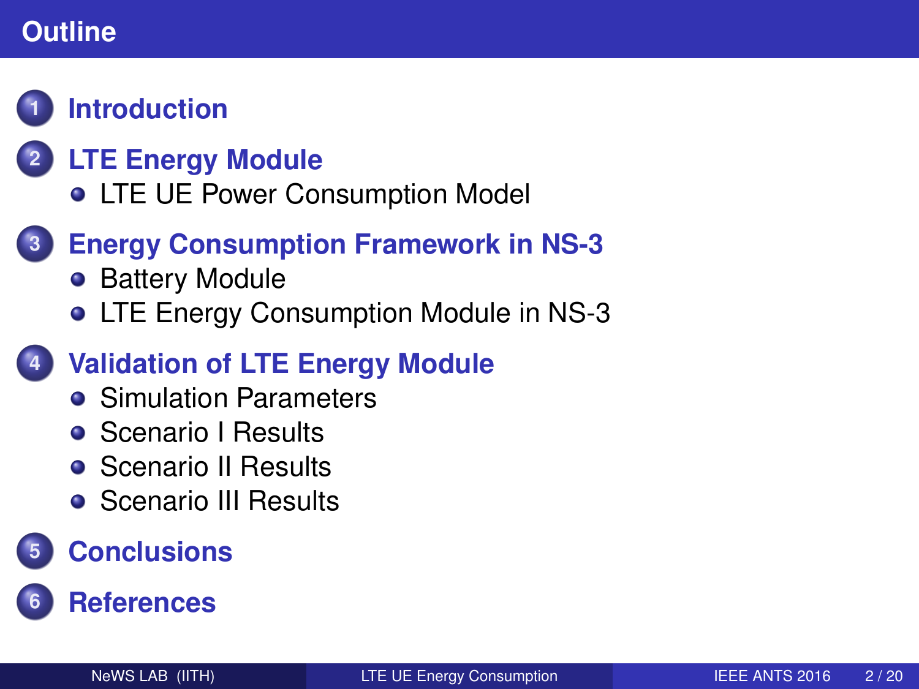# Outline

1. **Introduction**
2. **LTE Energy Module**
   - LTE UE Power Consumption Model
3. **Energy Consumption Framework in NS-3**
   - Battery Module
   - LTE Energy Consumption Module in NS-3
4. **Validation of LTE Energy Module**
   - Simulation Parameters
   - Scenario I Results
   - Scenario II Results
   - Scenario III Results
5. **Conclusions**
6. **References**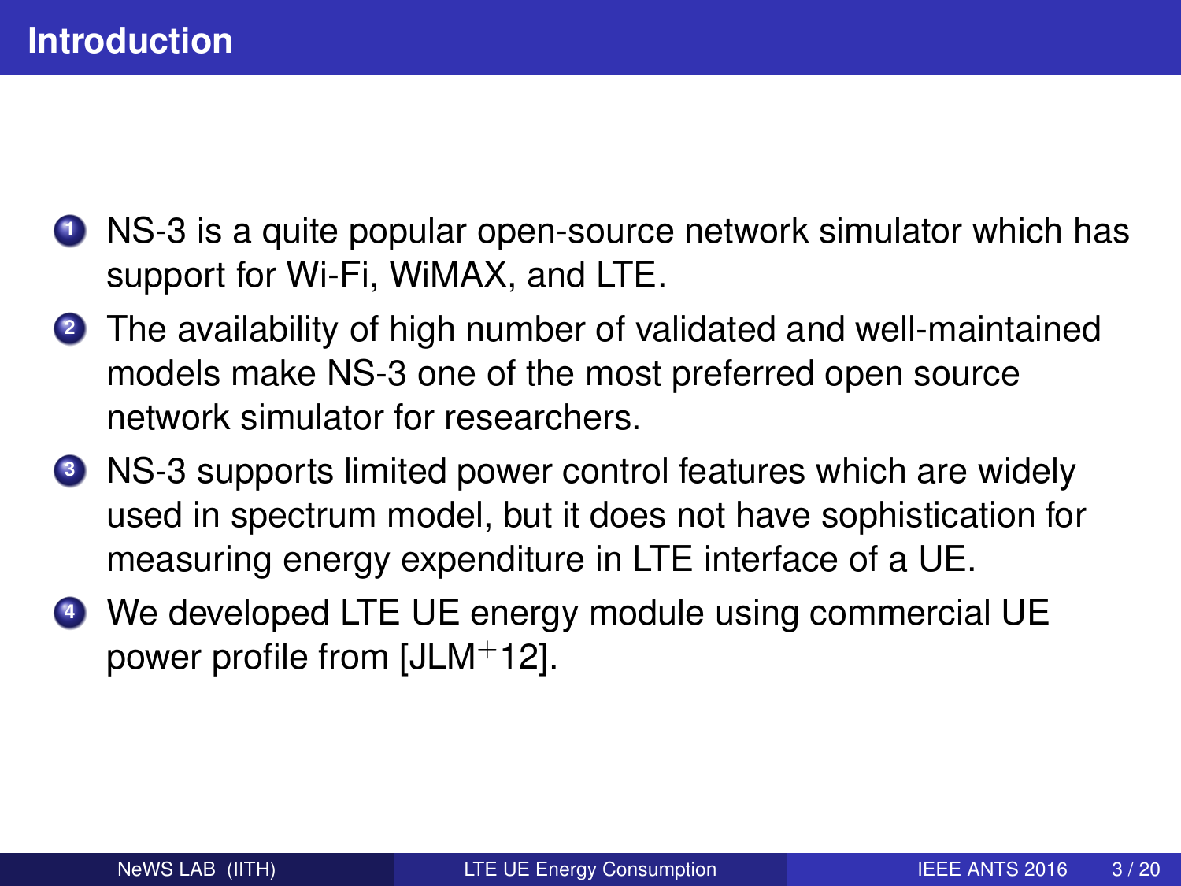# Introduction

1. NS-3 is a quite popular open-source network simulator which has support for Wi-Fi, WiMAX, and LTE.
2. The availability of high number of validated and well-maintained models make NS-3 one of the most preferred open source network simulator for researchers.
3. NS-3 supports limited power control features which are widely used in spectrum model, but it does not have sophistication for measuring energy expenditure in LTE interface of a UE.
4. We developed LTE UE energy module using commercial UE power profile from [JLM+12].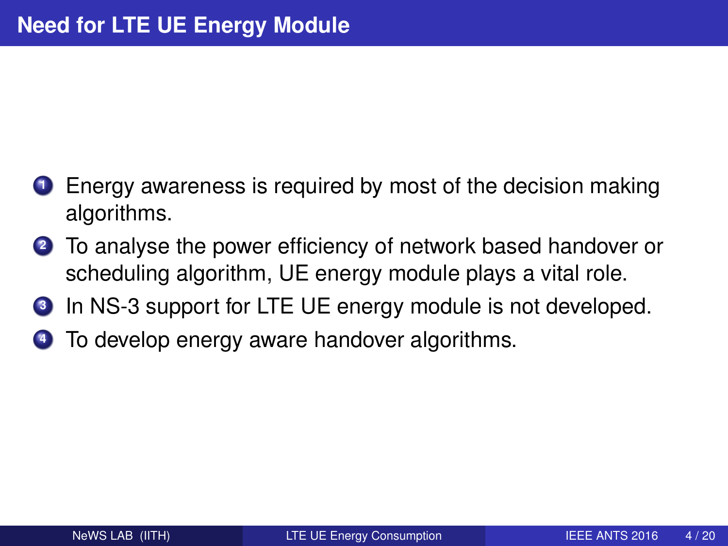# Need for LTE UE Energy Module

1. Energy awareness is required by most of the decision making algorithms.
2. To analyse the power efficiency of network based handover or scheduling algorithm, UE energy module plays a vital role.
3. In NS-3 support for LTE UE energy module is not developed.
4. To develop energy aware handover algorithms.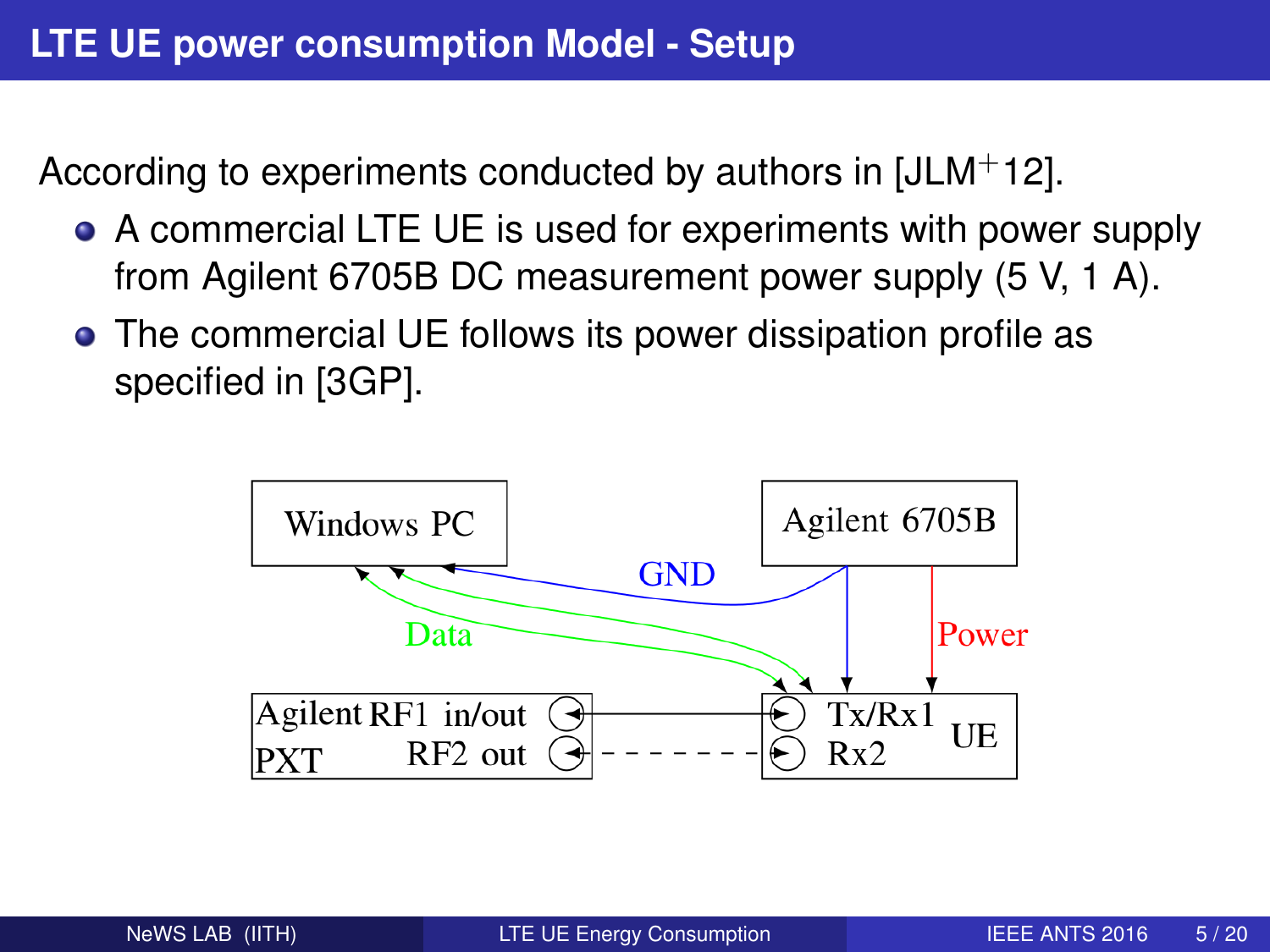# LTE UE power consumption Model - Setup

According to experiments conducted by authors in [JLM$^{+}$12].

- A commercial LTE UE is used for experiments with power supply from Agilent 6705B DC measurement power supply (5 V, 1 A).
- The commercial UE follows its power dissipation profile as specified in [3GP].

Windows PC

Agilent 6705B

GND

Data

Power

Agilent PXT

RF1 in/out

RF2 out

Tx/Rx1

Rx2

UE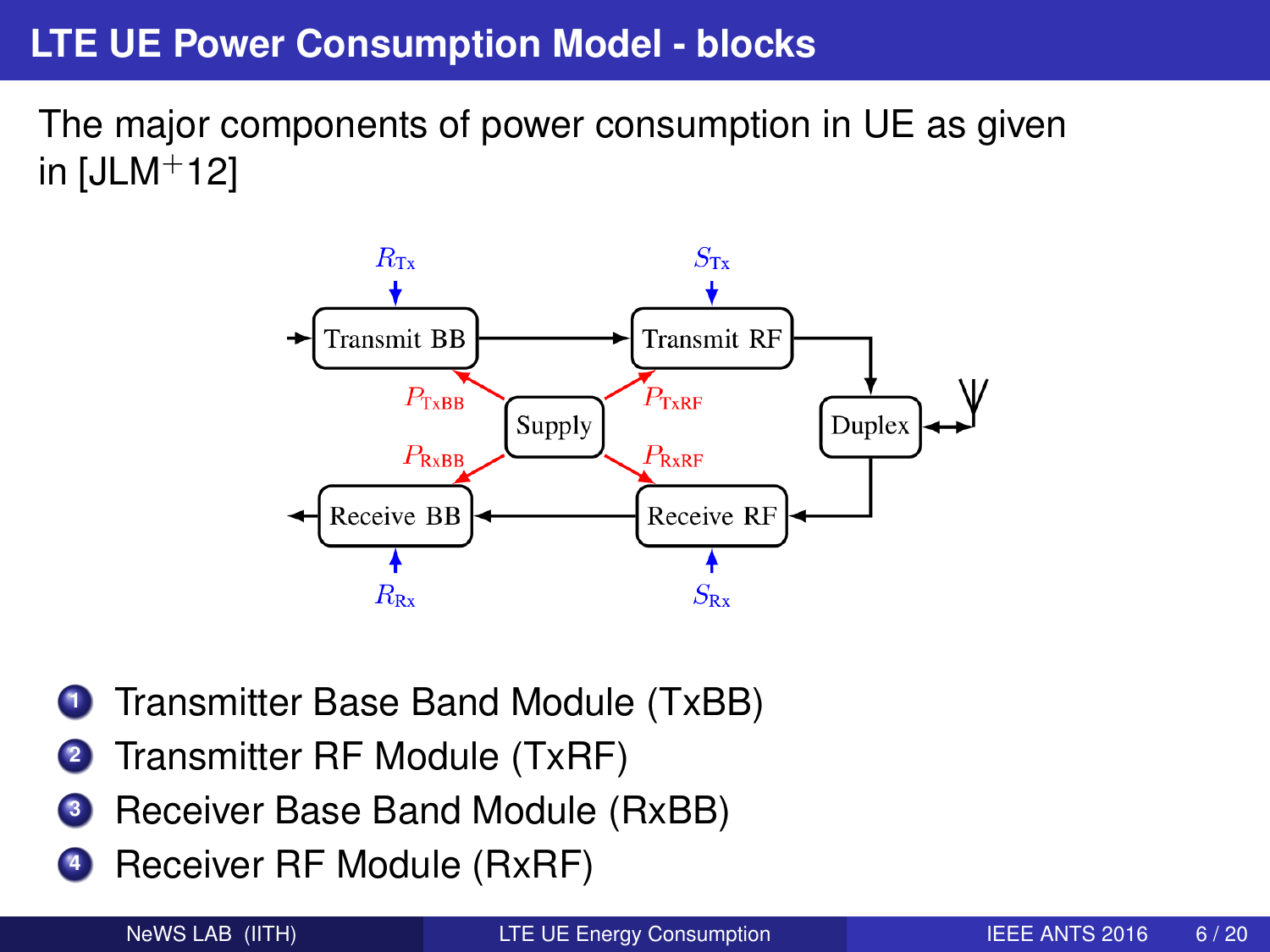# LTE UE Power Consumption Model - blocks

The major components of power consumption in UE as given in [JLM+12]

1. Transmitter Base Band Module (TxBB)
2. Transmitter RF Module (TxRF)
3. Receiver Base Band Module (RxBB)
4. Receiver RF Module (RxRF)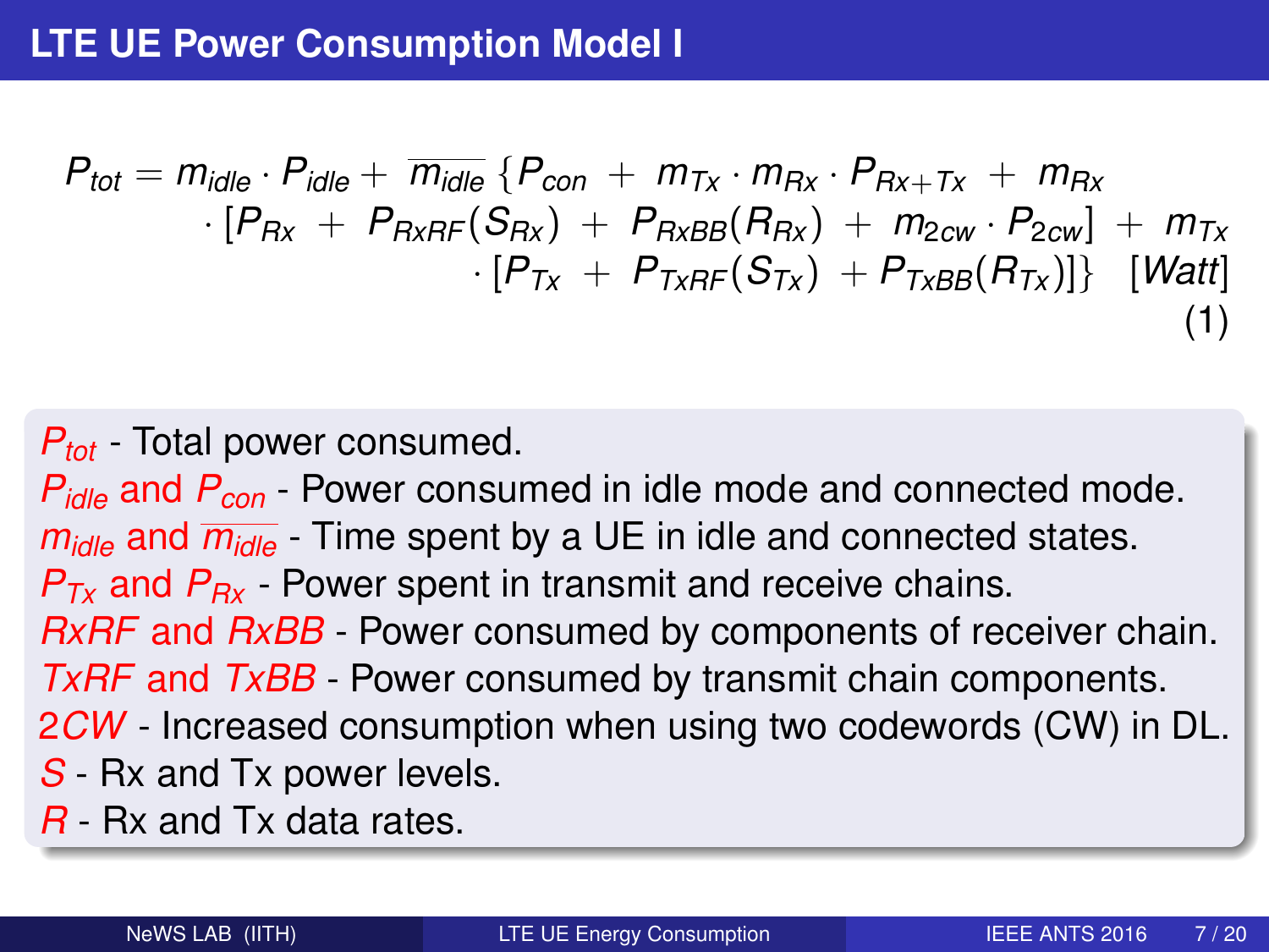## LTE UE Power Consumption Model I

$$
\begin{aligned}
P_{tot} = m_{idle} \cdot P_{idle} + \overline{m_{idle}} \, \{ P_{con} + m_{Tx} \cdot m_{Rx} \cdot P_{Rx+Tx} + m_{Rx} \\
\cdot [P_{Rx} + P_{RxRF}(S_{Rx}) + P_{RxBB}(R_{Rx}) + m_{2cw} \cdot P_{2cw}] + m_{Tx} \\
\cdot [P_{Tx} + P_{TxRF}(S_{Tx}) + P_{TxBB}(R_{Tx})] \} \quad [Watt]
\end{aligned} \tag{1}
$$

$P_{tot}$ - Total power consumed.
$P_{idle}$ and $P_{con}$ - Power consumed in idle mode and connected mode.
$m_{idle}$ and $\overline{m_{idle}}$ - Time spent by a UE in idle and connected states.
$P_{Tx}$ and $P_{Rx}$ - Power spent in transmit and receive chains.
$RxRF$ and $RxBB$ - Power consumed by components of receiver chain.
$TxRF$ and $TxBB$ - Power consumed by transmit chain components.
$2CW$ - Increased consumption when using two codewords (CW) in DL.
$S$ - Rx and Tx power levels.
$R$ - Rx and Tx data rates.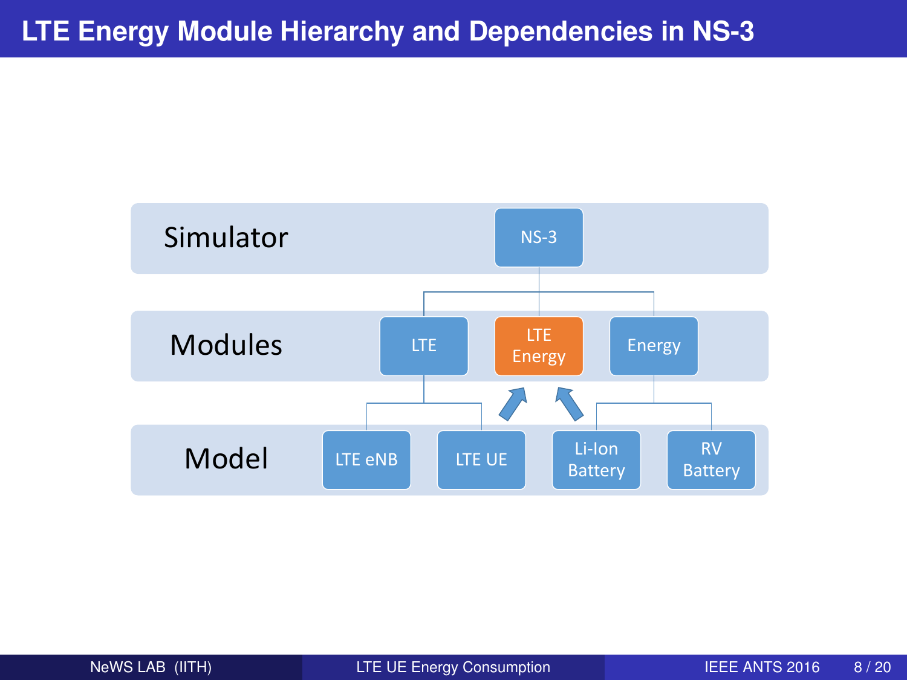# LTE Energy Module Hierarchy and Dependencies in NS-3

| Layer | Components |
| --- | --- |
| Simulator | NS-3 |
| Modules | LTE, LTE Energy, Energy |
| Model | LTE eNB, LTE UE, Li-Ion Battery, RV Battery |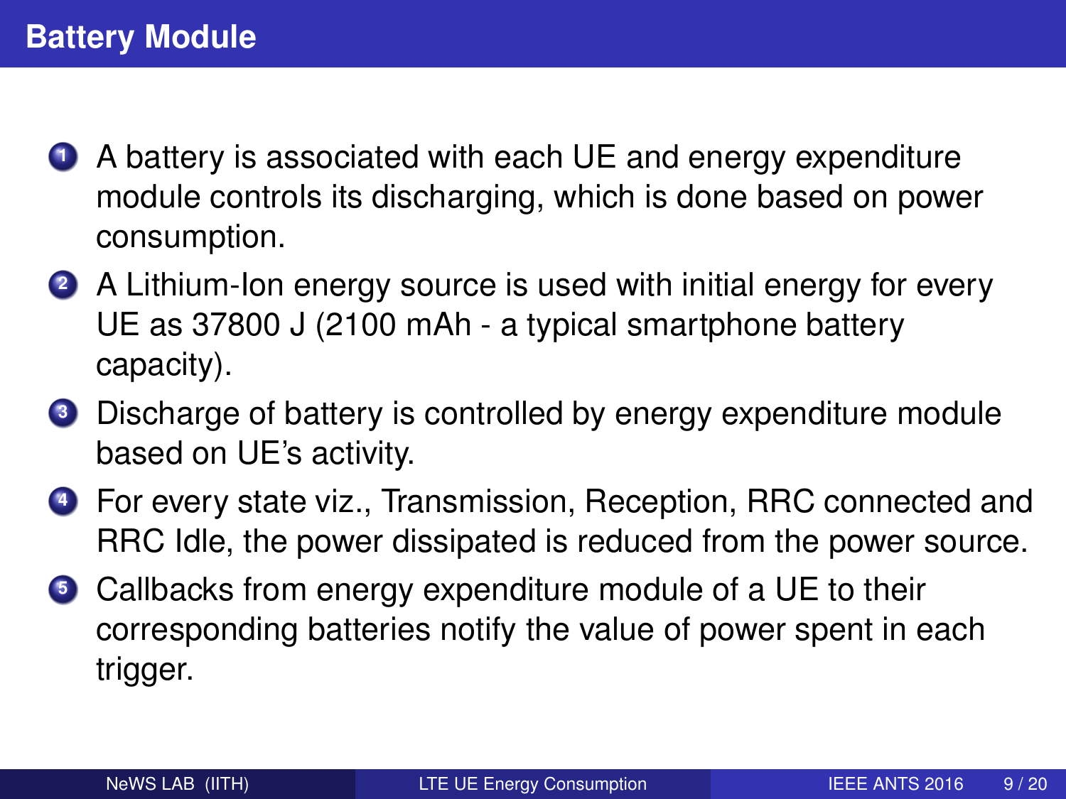# Battery Module

1. A battery is associated with each UE and energy expenditure module controls its discharging, which is done based on power consumption.
2. A Lithium-Ion energy source is used with initial energy for every UE as 37800 J (2100 mAh - a typical smartphone battery capacity).
3. Discharge of battery is controlled by energy expenditure module based on UE's activity.
4. For every state viz., Transmission, Reception, RRC connected and RRC Idle, the power dissipated is reduced from the power source.
5. Callbacks from energy expenditure module of a UE to their corresponding batteries notify the value of power spent in each trigger.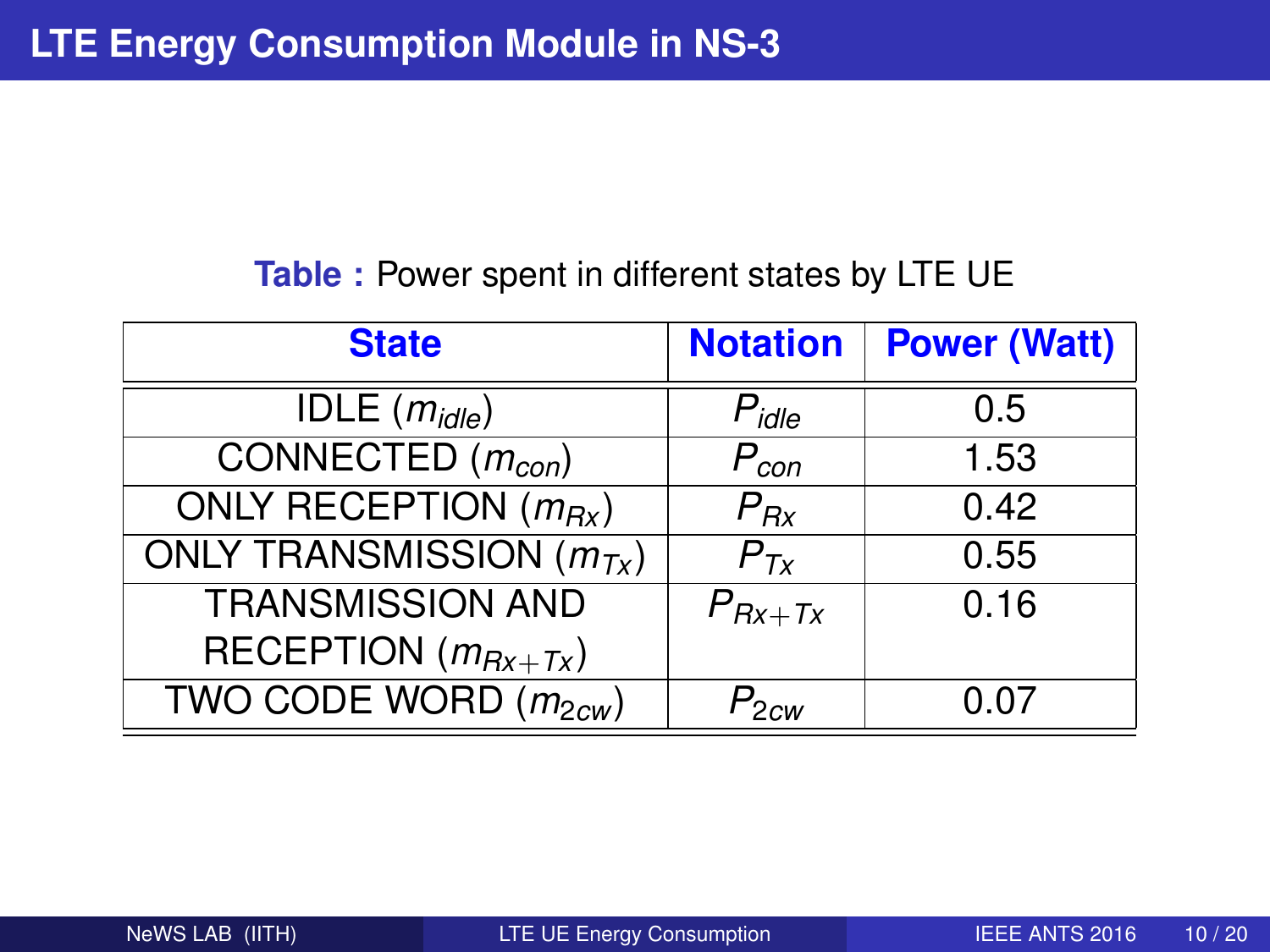# LTE Energy Consumption Module in NS-3

**Table :** Power spent in different states by LTE UE

| State | Notation | Power (Watt) |
|---|---|---|
| IDLE ($m_{idle}$) | $P_{idle}$ | 0.5 |
| CONNECTED ($m_{con}$) | $P_{con}$ | 1.53 |
| ONLY RECEPTION ($m_{Rx}$) | $P_{Rx}$ | 0.42 |
| ONLY TRANSMISSION ($m_{Tx}$) | $P_{Tx}$ | 0.55 |
| TRANSMISSION AND RECEPTION ($m_{Rx+Tx}$) | $P_{Rx+Tx}$ | 0.16 |
| TWO CODE WORD ($m_{2cw}$) | $P_{2cw}$ | 0.07 |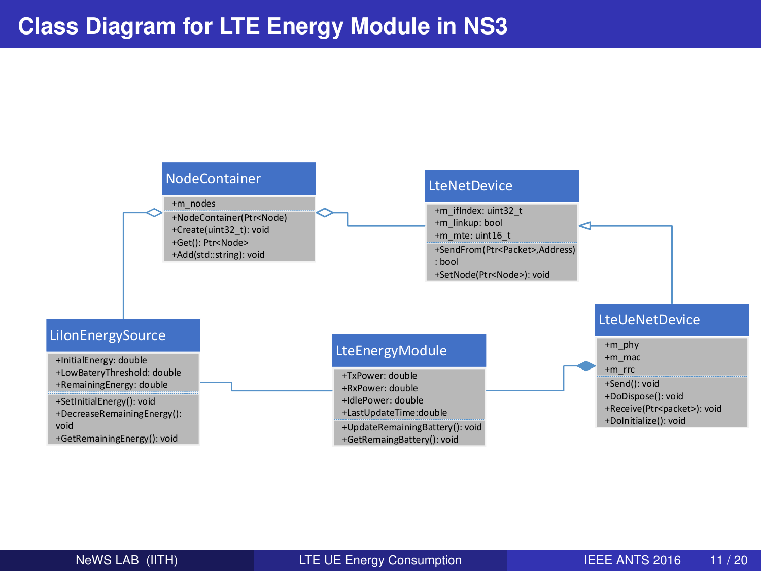# Class Diagram for LTE Energy Module in NS3

**NodeContainer**

- +m_nodes
- +NodeContainer(Ptr<Node)
- +Create(uint32_t): void
- +Get(): Ptr<Node>
- +Add(std::string): void

**LteNetDevice**

- +m_ifIndex: uint32_t
- +m_linkup: bool
- +m_mte: uint16_t
- +SendFrom(Ptr<Packet>,Address) : bool
- +SetNode(Ptr<Node>): void

**LiIonEnergySource**

- +InitialEnergy: double
- +LowBateryThreshold: double
- +RemainingEnergy: double
- +SetInitialEnergy(): void
- +DecreaseRemainingEnergy(): void
- +GetRemainingEnergy(): void

**LteEnergyModule**

- +TxPower: double
- +RxPower: double
- +IdlePower: double
- +LastUpdateTime:double
- +UpdateRemainingBattery(): void
- +GetRemaingBattery(): void

**LteUeNetDevice**

- +m_phy
- +m_mac
- +m_rrc
- +Send(): void
- +DoDispose(): void
- +Receive(Ptr<packet>): void
- +DoInitialize(): void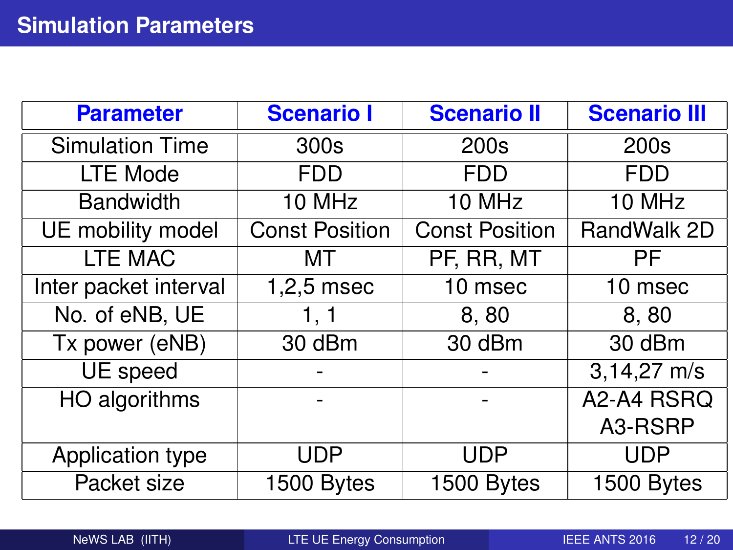# Simulation Parameters

| Parameter | Scenario I | Scenario II | Scenario III |
|---|---|---|---|
| Simulation Time | 300s | 200s | 200s |
| LTE Mode | FDD | FDD | FDD |
| Bandwidth | 10 MHz | 10 MHz | 10 MHz |
| UE mobility model | Const Position | Const Position | RandWalk 2D |
| LTE MAC | MT | PF, RR, MT | PF |
| Inter packet interval | 1,2,5 msec | 10 msec | 10 msec |
| No. of eNB, UE | 1, 1 | 8, 80 | 8, 80 |
| Tx power (eNB) | 30 dBm | 30 dBm | 30 dBm |
| UE speed | - | - | 3,14,27 m/s |
| HO algorithms | - | - | A2-A4 RSRQ A3-RSRP |
| Application type | UDP | UDP | UDP |
| Packet size | 1500 Bytes | 1500 Bytes | 1500 Bytes |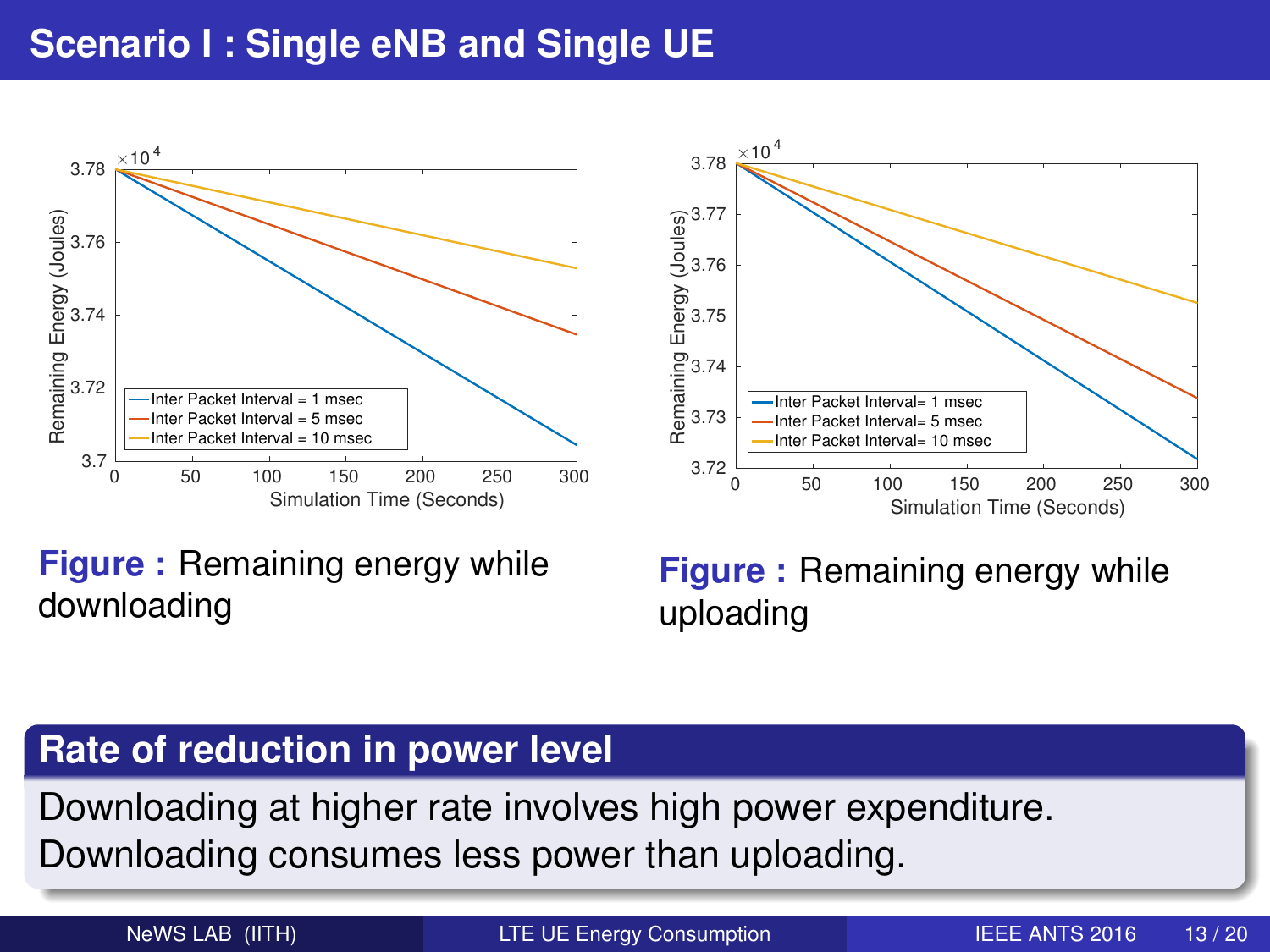# Scenario I : Single eNB and Single UE

**Figure :** Remaining energy while downloading

**Figure :** Remaining energy while uploading

## Rate of reduction in power level

Downloading at higher rate involves high power expenditure.
Downloading consumes less power than uploading.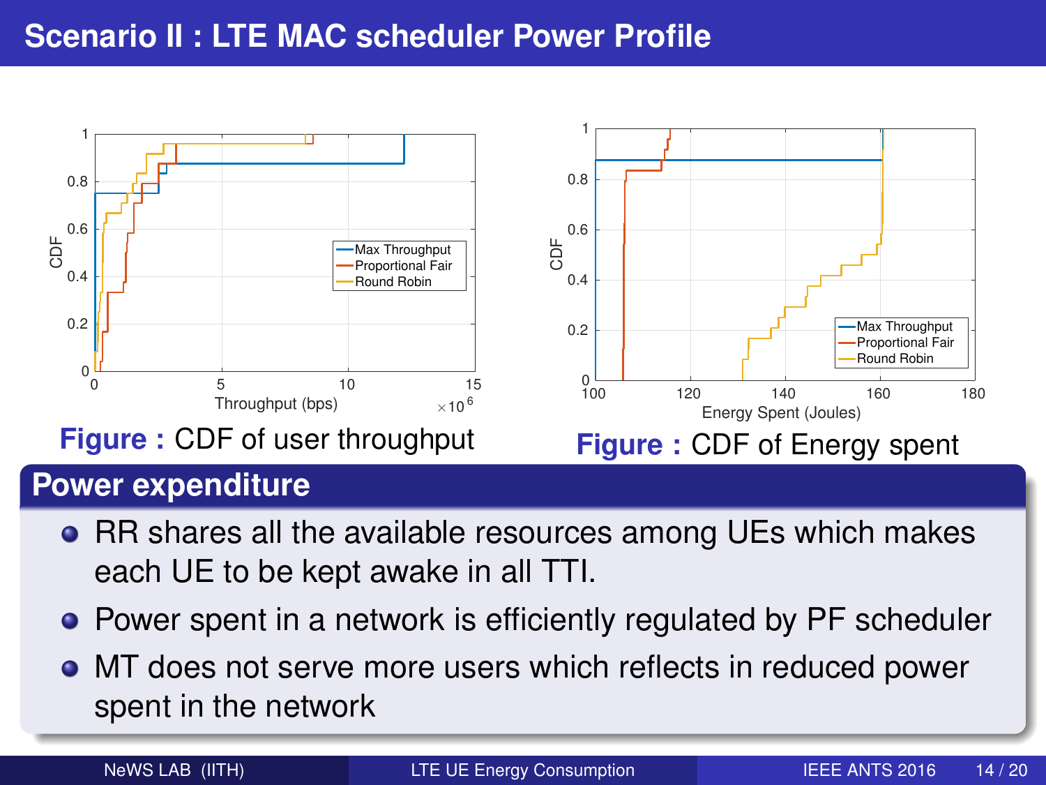# Scenario II : LTE MAC scheduler Power Profile

**Figure :** CDF of user throughput

**Figure :** CDF of Energy spent

## Power expenditure

- RR shares all the available resources among UEs which makes each UE to be kept awake in all TTI.
- Power spent in a network is efficiently regulated by PF scheduler
- MT does not serve more users which reflects in reduced power spent in the network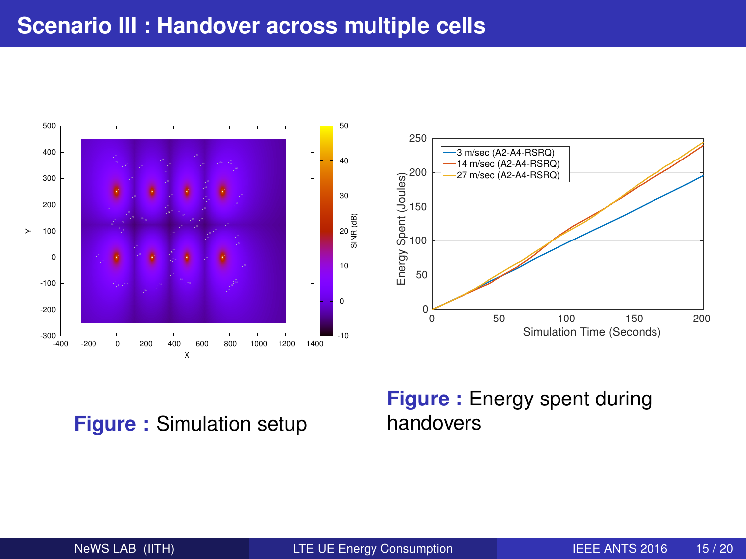# Scenario III : Handover across multiple cells

**Figure :** Simulation setup

**Figure :** Energy spent during handovers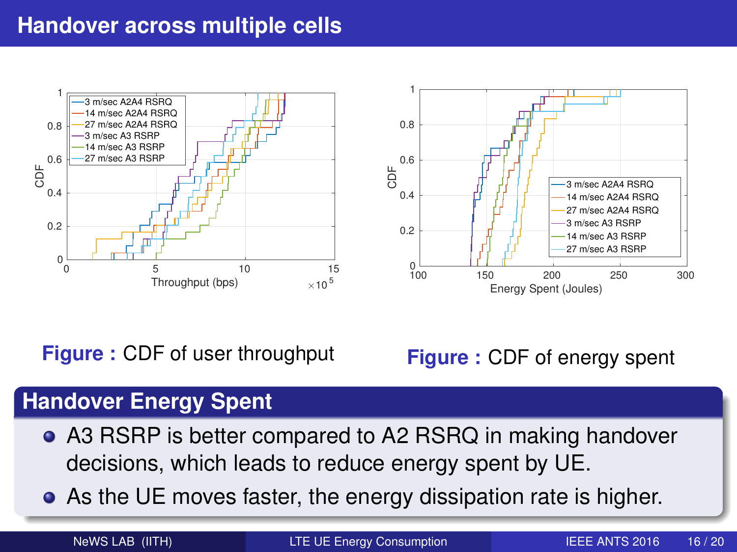# Handover across multiple cells

**Figure :** CDF of user throughput

**Figure :** CDF of energy spent

## Handover Energy Spent

- A3 RSRP is better compared to A2 RSRQ in making handover decisions, which leads to reduce energy spent by UE.
- As the UE moves faster, the energy dissipation rate is higher.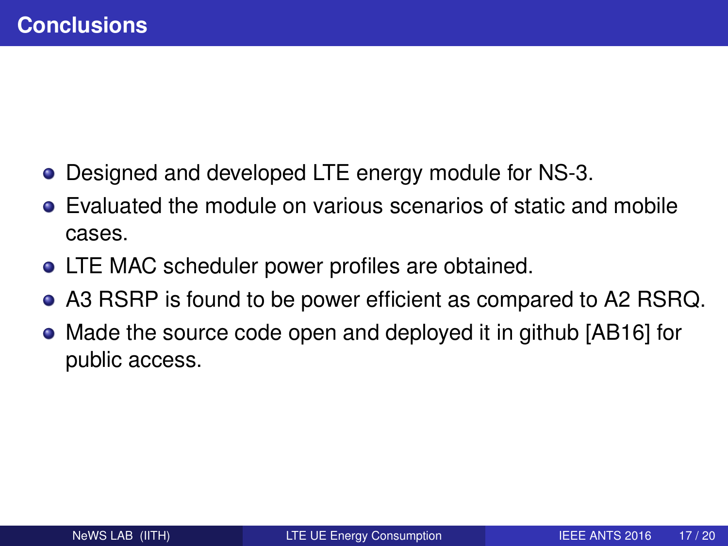# Conclusions

- Designed and developed LTE energy module for NS-3.
- Evaluated the module on various scenarios of static and mobile cases.
- LTE MAC scheduler power profiles are obtained.
- A3 RSRP is found to be power efficient as compared to A2 RSRQ.
- Made the source code open and deployed it in github [AB16] for public access.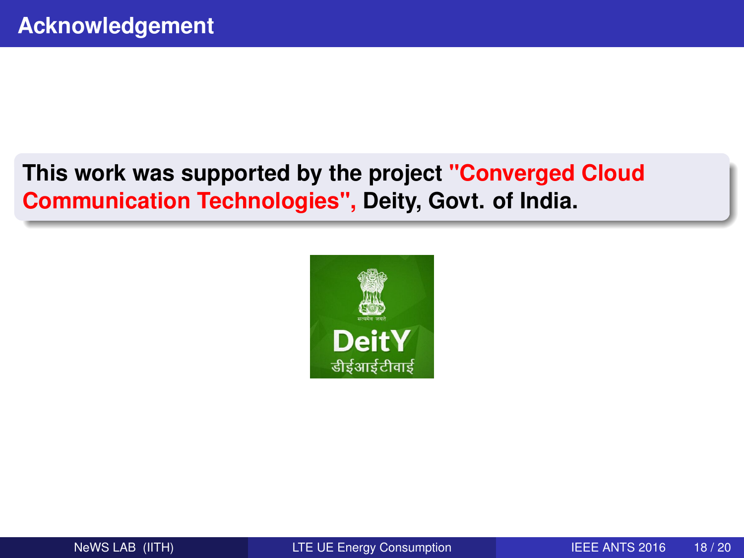# Acknowledgement

**This work was supported by the project "Converged Cloud Communication Technologies", Deity, Govt. of India.**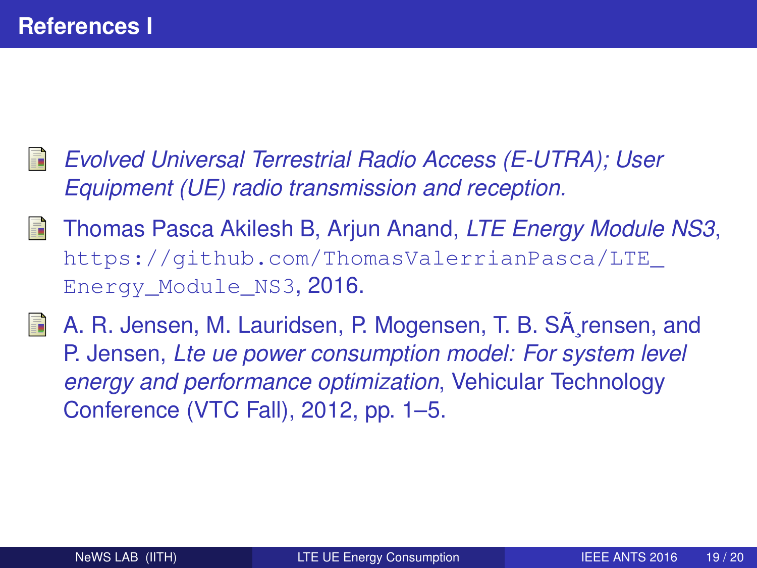## References I

- *Evolved Universal Terrestrial Radio Access (E-UTRA); User Equipment (UE) radio transmission and reception.*
- Thomas Pasca Akilesh B, Arjun Anand, *LTE Energy Module NS3*, `https://github.com/ThomasValerrianPasca/LTE_Energy_Module_NS3`, 2016.
- A. R. Jensen, M. Lauridsen, P. Mogensen, T. B. SÃ¸rensen, and P. Jensen, *Lte ue power consumption model: For system level energy and performance optimization*, Vehicular Technology Conference (VTC Fall), 2012, pp. 1–5.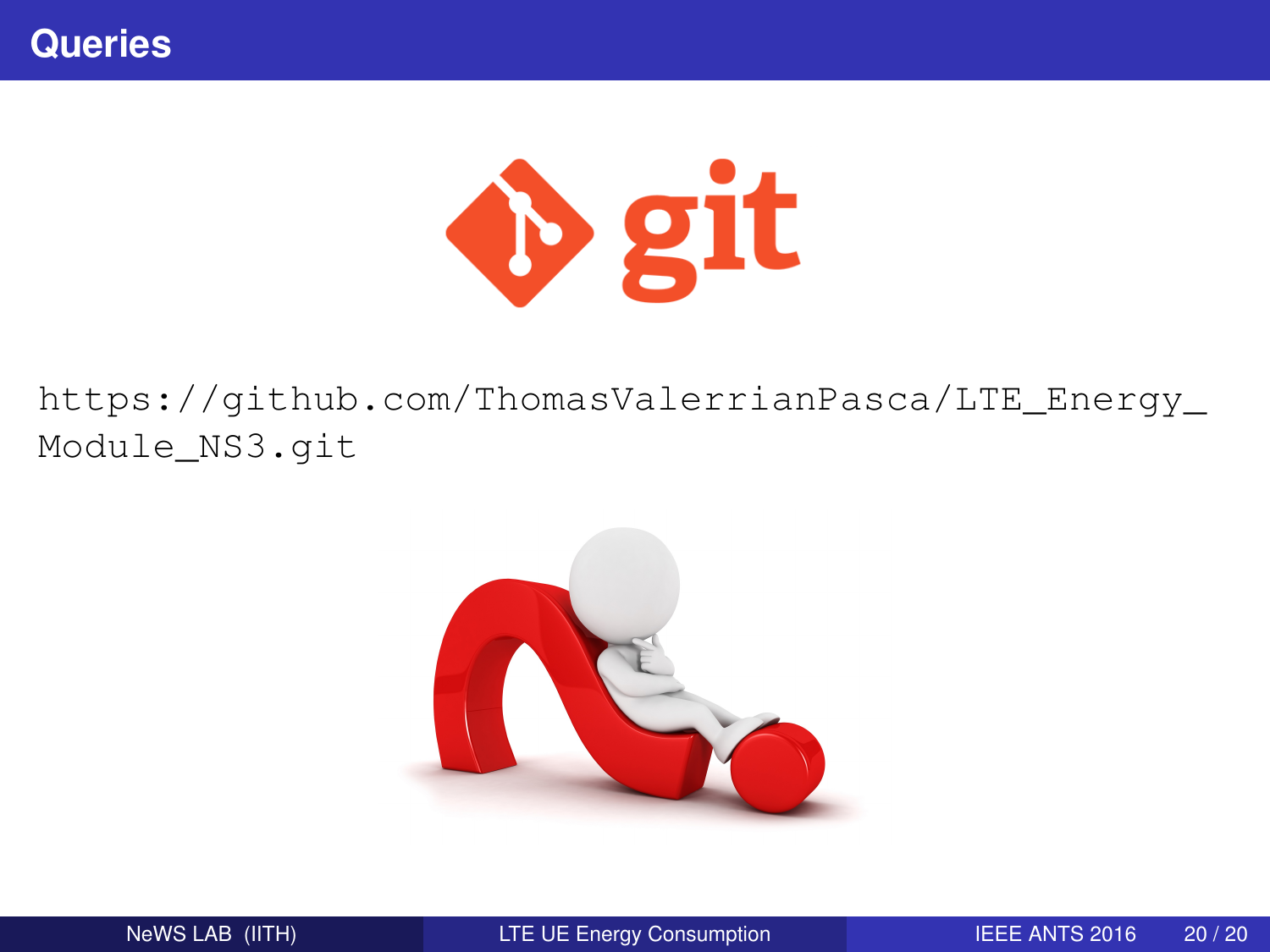# Queries

https://github.com/ThomasValerrianPasca/LTE_Energy_Module_NS3.git